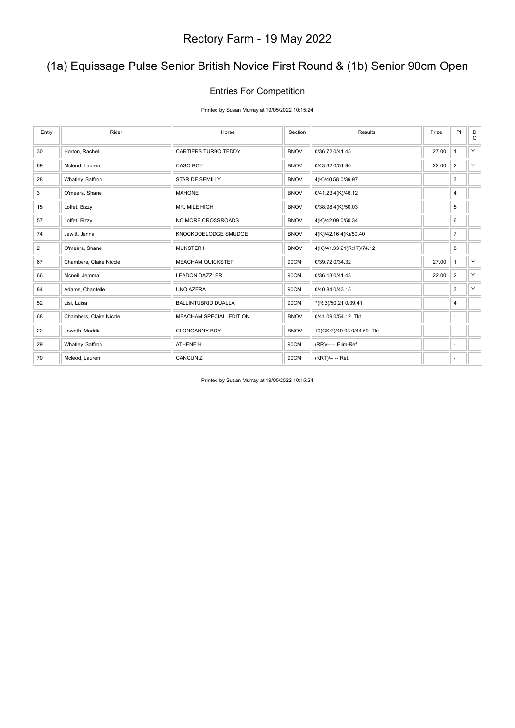# Rectory Farm - 19 May 2022

## (1a) Equissage Pulse Senior British Novice First Round & (1b) Senior 90cm Open

### Entries For Competition

Printed by Susan Murray at 19/05/2022 10:15:24

| Entry | Rider | Horse | Section | Results | Prize | Pl | DC |
|---|---|---|---|---|---|---|---|
| 30 | Horton, Rachel | CARTIERS TURBO TEDDY | BNOV | 0/36.72 0/41.45 | 27.00 | 1 | Y |
| 69 | Mcleod, Lauren | CASO BOY | BNOV | 0/43.32 0/51.96 | 22.00 | 2 | Y |
| 28 | Whatley, Saffron | STAR DE SEMILLY | BNOV | 4(K)/40.58 0/39.97 | | 3 | |
| 3 | O'meara, Shane | MAHONE | BNOV | 0/41.23 4(K)/46.12 | | 4 | |
| 15 | Loffet, Bizzy | MR. MILE HIGH | BNOV | 0/38.98 4(K)/50.03 | | 5 | |
| 57 | Loffet, Bizzy | NO MORE CROSSROADS | BNOV | 4(K)/42.09 0/50.34 | | 6 | |
| 74 | Jewitt, Jenna | KNOCKDOELODGE SMUDGE | BNOV | 4(K)/42.16 4(K)/50.40 | | 7 | |
| 2 | O'meara, Shane | MUNSTER I | BNOV | 4(K)/41.33 21(R:17)/74.12 | | 8 | |
| 67 | Chambers, Claire Nicole | MEACHAM QUICKSTEP | 90CM | 0/39.72 0/34.32 | 27.00 | 1 | Y |
| 66 | Mcneil, Jemma | LEADON DAZZLER | 90CM | 0/36.13 0/41.43 | 22.00 | 2 | Y |
| 84 | Adams, Chantelle | UNO AZERA | 90CM | 0/40.84 0/43.15 | | 3 | Y |
| 52 | Lisi, Luisa | BALLINTUBRID DUALLA | 90CM | 7(R:3)/50.21 0/39.41 | | 4 | |
| 68 | Chambers, Claire Nicole | MEACHAM SPECIAL EDITION | BNOV | 0/41.09 0/54.12 Tkt | | - | |
| 22 | Loweth, Maddie | CLONGANNY BOY | BNOV | 10(CK:2)/49.03 0/44.69 Tkt | | - | |
| 29 | Whatley, Saffron | ATHENE H | 90CM | (RR)/--.-- Elim-Ref | | - | |
| 70 | Mcleod, Lauren | CANCUN Z | 90CM | (KRT)/--.-- Ret. | | - | |

Printed by Susan Murray at 19/05/2022 10:15:24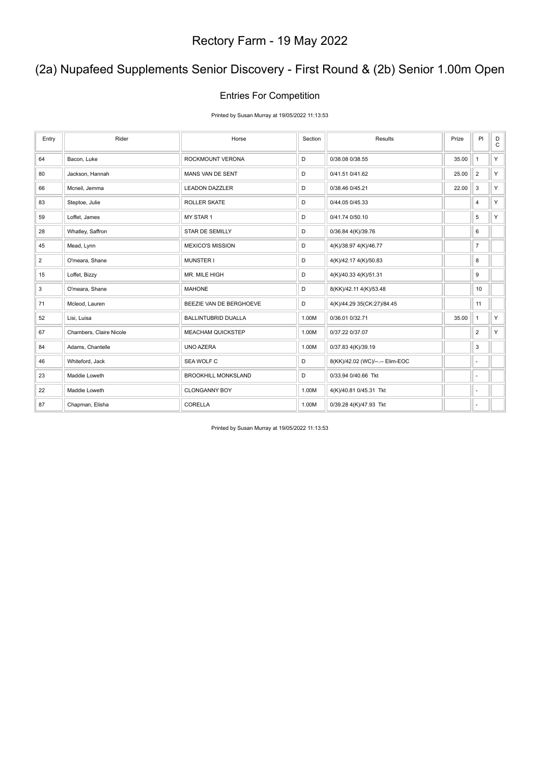# Rectory Farm - 19 May 2022

## (2a) Nupafeed Supplements Senior Discovery - First Round & (2b) Senior 1.00m Open

### Entries For Competition

Printed by Susan Murray at 19/05/2022 11:13:53

| Entry | Rider | Horse | Section | Results | Prize | Pl | DC |
|---|---|---|---|---|---|---|---|
| 64 | Bacon, Luke | ROCKMOUNT VERONA | D | 0/38.08 0/38.55 | 35.00 | 1 | Y |
| 80 | Jackson, Hannah | MANS VAN DE SENT | D | 0/41.51 0/41.62 | 25.00 | 2 | Y |
| 66 | Mcneil, Jemma | LEADON DAZZLER | D | 0/38.46 0/45.21 | 22.00 | 3 | Y |
| 83 | Steptoe, Julie | ROLLER SKATE | D | 0/44.05 0/45.33 | | 4 | Y |
| 59 | Loffet, James | MY STAR 1 | D | 0/41.74 0/50.10 | | 5 | Y |
| 28 | Whatley, Saffron | STAR DE SEMILLY | D | 0/36.84 4(K)/39.76 | | 6 | |
| 45 | Mead, Lynn | MEXICO'S MISSION | D | 4(K)/38.97 4(K)/46.77 | | 7 | |
| 2 | O'meara, Shane | MUNSTER I | D | 4(K)/42.17 4(K)/50.83 | | 8 | |
| 15 | Loffet, Bizzy | MR. MILE HIGH | D | 4(K)/40.33 4(K)/51.31 | | 9 | |
| 3 | O'meara, Shane | MAHONE | D | 8(KK)/42.11 4(K)/53.48 | | 10 | |
| 71 | Mcleod, Lauren | BEEZIE VAN DE BERGHOEVE | D | 4(K)/44.29 35(CK:27)/84.45 | | 11 | |
| 52 | Lisi, Luisa | BALLINTUBRID DUALLA | 1.00M | 0/36.01 0/32.71 | 35.00 | 1 | Y |
| 67 | Chambers, Claire Nicole | MEACHAM QUICKSTEP | 1.00M | 0/37.22 0/37.07 | | 2 | Y |
| 84 | Adams, Chantelle | UNO AZERA | 1.00M | 0/37.83 4(K)/39.19 | | 3 | |
| 46 | Whiteford, Jack | SEA WOLF C | D | 8(KK)/42.02 (WC)/--.-- Elim-EOC | | - | |
| 23 | Maddie Loweth | BROOKHILL MONKSLAND | D | 0/33.94 0/40.66 Tkt | | - | |
| 22 | Maddie Loweth | CLONGANNY BOY | 1.00M | 4(K)/40.81 0/45.31 Tkt | | - | |
| 87 | Chapman, Elisha | CORELLA | 1.00M | 0/39.28 4(K)/47.93 Tkt | | - | |

Printed by Susan Murray at 19/05/2022 11:13:53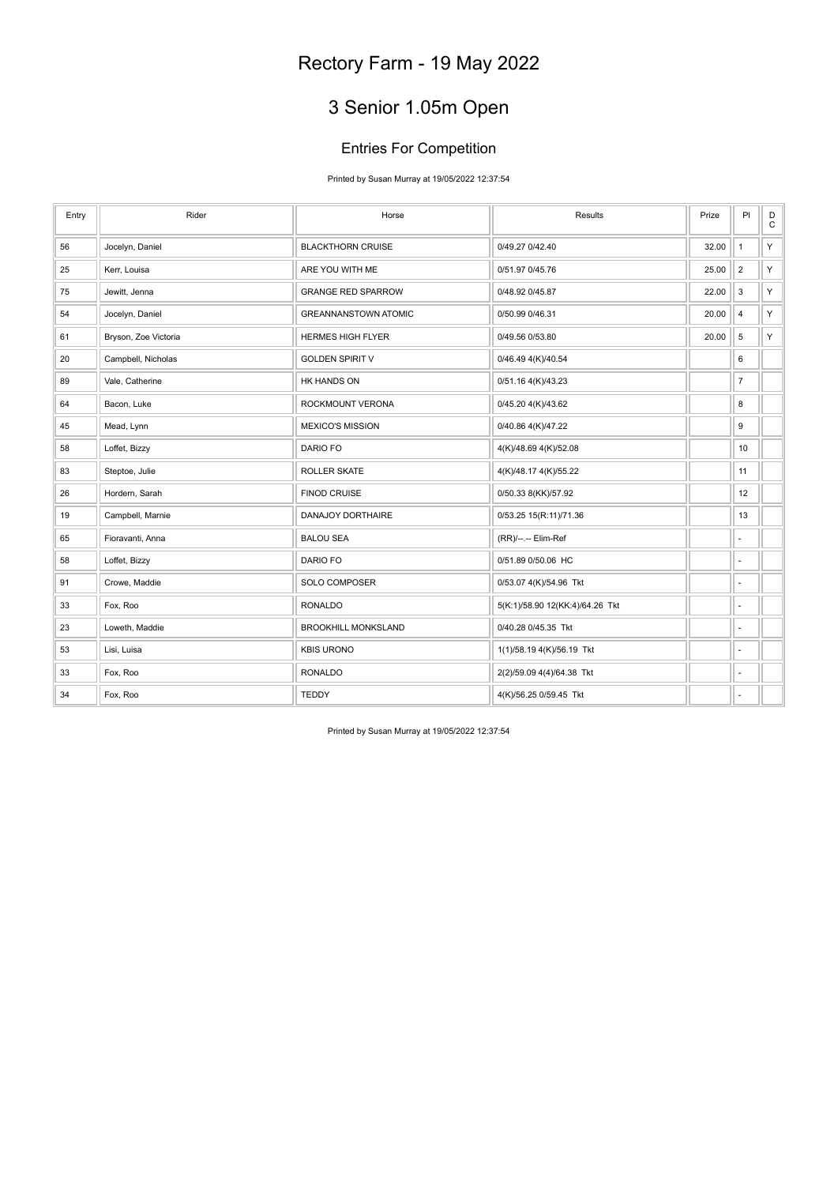# Rectory Farm - 19 May 2022

# 3 Senior 1.05m Open

## Entries For Competition

Printed by Susan Murray at 19/05/2022 12:37:54

| Entry | Rider | Horse | Results | Prize | Pl | DC |
|---|---|---|---|---|---|---|
| 56 | Jocelyn, Daniel | BLACKTHORN CRUISE | 0/49.27 0/42.40 | 32.00 | 1 | Y |
| 25 | Kerr, Louisa | ARE YOU WITH ME | 0/51.97 0/45.76 | 25.00 | 2 | Y |
| 75 | Jewitt, Jenna | GRANGE RED SPARROW | 0/48.92 0/45.87 | 22.00 | 3 | Y |
| 54 | Jocelyn, Daniel | GREANNANSTOWN ATOMIC | 0/50.99 0/46.31 | 20.00 | 4 | Y |
| 61 | Bryson, Zoe Victoria | HERMES HIGH FLYER | 0/49.56 0/53.80 | 20.00 | 5 | Y |
| 20 | Campbell, Nicholas | GOLDEN SPIRIT V | 0/46.49 4(K)/40.54 | | 6 | |
| 89 | Vale, Catherine | HK HANDS ON | 0/51.16 4(K)/43.23 | | 7 | |
| 64 | Bacon, Luke | ROCKMOUNT VERONA | 0/45.20 4(K)/43.62 | | 8 | |
| 45 | Mead, Lynn | MEXICO'S MISSION | 0/40.86 4(K)/47.22 | | 9 | |
| 58 | Loffet, Bizzy | DARIO FO | 4(K)/48.69 4(K)/52.08 | | 10 | |
| 83 | Steptoe, Julie | ROLLER SKATE | 4(K)/48.17 4(K)/55.22 | | 11 | |
| 26 | Hordern, Sarah | FINOD CRUISE | 0/50.33 8(KK)/57.92 | | 12 | |
| 19 | Campbell, Marnie | DANAJOY DORTHAIRE | 0/53.25 15(R:11)/71.36 | | 13 | |
| 65 | Fioravanti, Anna | BALOU SEA | (RR)/--.-- Elim-Ref | | - | |
| 58 | Loffet, Bizzy | DARIO FO | 0/51.89 0/50.06 HC | | - | |
| 91 | Crowe, Maddie | SOLO COMPOSER | 0/53.07 4(K)/54.96 Tkt | | - | |
| 33 | Fox, Roo | RONALDO | 5(K:1)/58.90 12(KK:4)/64.26 Tkt | | - | |
| 23 | Loweth, Maddie | BROOKHILL MONKSLAND | 0/40.28 0/45.35 Tkt | | - | |
| 53 | Lisi, Luisa | KBIS URONO | 1(1)/58.19 4(K)/56.19 Tkt | | - | |
| 33 | Fox, Roo | RONALDO | 2(2)/59.09 4(4)/64.38 Tkt | | - | |
| 34 | Fox, Roo | TEDDY | 4(K)/56.25 0/59.45 Tkt | | - | |

Printed by Susan Murray at 19/05/2022 12:37:54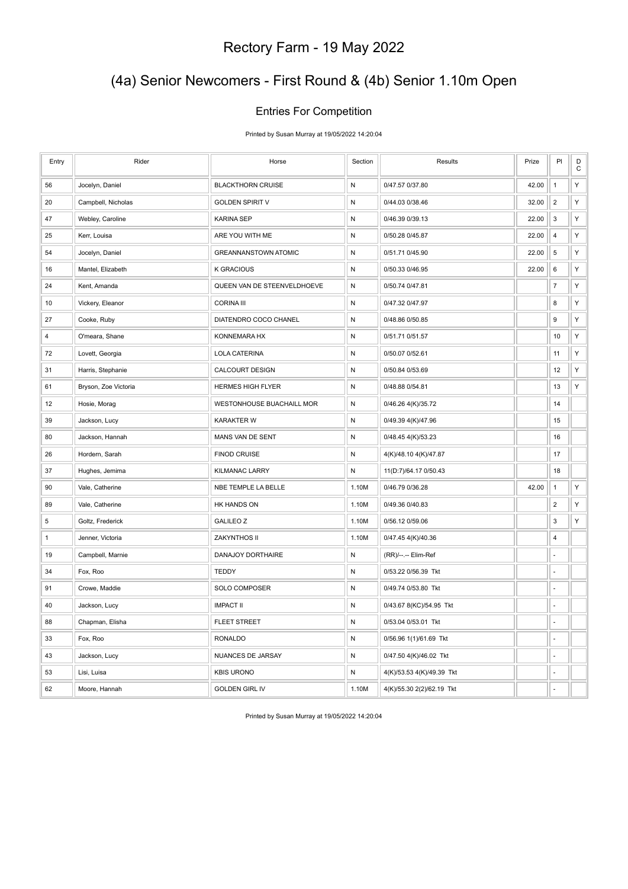# Rectory Farm - 19 May 2022

## (4a) Senior Newcomers - First Round & (4b) Senior 1.10m Open

### Entries For Competition

Printed by Susan Murray at 19/05/2022 14:20:04

| Entry | Rider | Horse | Section | Results | Prize | Pl | D C |
|---|---|---|---|---|---|---|---|
| 56 | Jocelyn, Daniel | BLACKTHORN CRUISE | N | 0/47.57 0/37.80 | 42.00 | 1 | Y |
| 20 | Campbell, Nicholas | GOLDEN SPIRIT V | N | 0/44.03 0/38.46 | 32.00 | 2 | Y |
| 47 | Webley, Caroline | KARINA SEP | N | 0/46.39 0/39.13 | 22.00 | 3 | Y |
| 25 | Kerr, Louisa | ARE YOU WITH ME | N | 0/50.28 0/45.87 | 22.00 | 4 | Y |
| 54 | Jocelyn, Daniel | GREANNANSTOWN ATOMIC | N | 0/51.71 0/45.90 | 22.00 | 5 | Y |
| 16 | Mantel, Elizabeth | K GRACIOUS | N | 0/50.33 0/46.95 | 22.00 | 6 | Y |
| 24 | Kent, Amanda | QUEEN VAN DE STEENVELDHOEVE | N | 0/50.74 0/47.81 | | 7 | Y |
| 10 | Vickery, Eleanor | CORINA III | N | 0/47.32 0/47.97 | | 8 | Y |
| 27 | Cooke, Ruby | DIATENDRO COCO CHANEL | N | 0/48.86 0/50.85 | | 9 | Y |
| 4 | O'meara, Shane | KONNEMARA HX | N | 0/51.71 0/51.57 | | 10 | Y |
| 72 | Lovett, Georgia | LOLA CATERINA | N | 0/50.07 0/52.61 | | 11 | Y |
| 31 | Harris, Stephanie | CALCOURT DESIGN | N | 0/50.84 0/53.69 | | 12 | Y |
| 61 | Bryson, Zoe Victoria | HERMES HIGH FLYER | N | 0/48.88 0/54.81 | | 13 | Y |
| 12 | Hosie, Morag | WESTONHOUSE BUACHAILL MOR | N | 0/46.26 4(K)/35.72 | | 14 | |
| 39 | Jackson, Lucy | KARAKTER W | N | 0/49.39 4(K)/47.96 | | 15 | |
| 80 | Jackson, Hannah | MANS VAN DE SENT | N | 0/48.45 4(K)/53.23 | | 16 | |
| 26 | Hordern, Sarah | FINOD CRUISE | N | 4(K)/48.10 4(K)/47.87 | | 17 | |
| 37 | Hughes, Jemima | KILMANAC LARRY | N | 11(D:7)/64.17 0/50.43 | | 18 | |
| 90 | Vale, Catherine | NBE TEMPLE LA BELLE | 1.10M | 0/46.79 0/36.28 | 42.00 | 1 | Y |
| 89 | Vale, Catherine | HK HANDS ON | 1.10M | 0/49.36 0/40.83 | | 2 | Y |
| 5 | Goltz, Frederick | GALILEO Z | 1.10M | 0/56.12 0/59.06 | | 3 | Y |
| 1 | Jenner, Victoria | ZAKYNTHOS II | 1.10M | 0/47.45 4(K)/40.36 | | 4 | |
| 19 | Campbell, Marnie | DANAJOY DORTHAIRE | N | (RR)/--.-- Elim-Ref | | - | |
| 34 | Fox, Roo | TEDDY | N | 0/53.22 0/56.39 Tkt | | - | |
| 91 | Crowe, Maddie | SOLO COMPOSER | N | 0/49.74 0/53.80 Tkt | | - | |
| 40 | Jackson, Lucy | IMPACT II | N | 0/43.67 8(KC)/54.95 Tkt | | - | |
| 88 | Chapman, Elisha | FLEET STREET | N | 0/53.04 0/53.01 Tkt | | - | |
| 33 | Fox, Roo | RONALDO | N | 0/56.96 1(1)/61.69 Tkt | | - | |
| 43 | Jackson, Lucy | NUANCES DE JARSAY | N | 0/47.50 4(K)/46.02 Tkt | | - | |
| 53 | Lisi, Luisa | KBIS URONO | N | 4(K)/53.53 4(K)/49.39 Tkt | | - | |
| 62 | Moore, Hannah | GOLDEN GIRL IV | 1.10M | 4(K)/55.30 2(2)/62.19 Tkt | | - | |

Printed by Susan Murray at 19/05/2022 14:20:04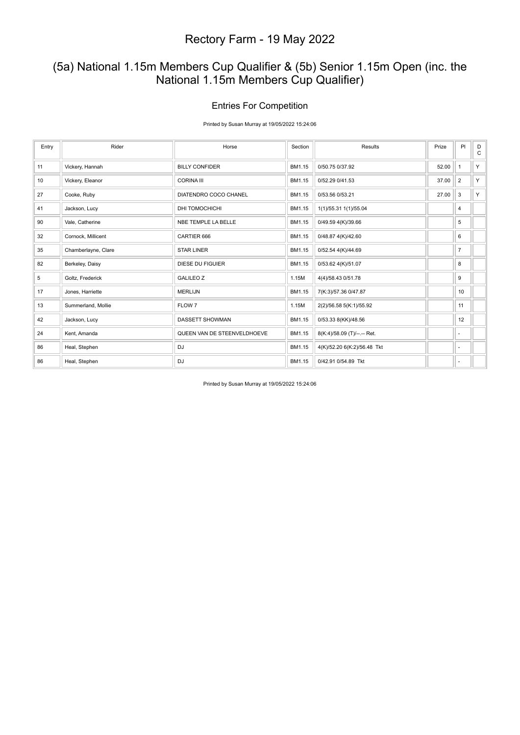# Rectory Farm - 19 May 2022

## (5a) National 1.15m Members Cup Qualifier & (5b) Senior 1.15m Open (inc. the National 1.15m Members Cup Qualifier)

### Entries For Competition

Printed by Susan Murray at 19/05/2022 15:24:06

| Entry | Rider | Horse | Section | Results | Prize | Pl | D C |
|---|---|---|---|---|---|---|---|
| 11 | Vickery, Hannah | BILLY CONFIDER | BM1.15 | 0/50.75 0/37.92 | 52.00 | 1 | Y |
| 10 | Vickery, Eleanor | CORINA III | BM1.15 | 0/52.29 0/41.53 | 37.00 | 2 | Y |
| 27 | Cooke, Ruby | DIATENDRO COCO CHANEL | BM1.15 | 0/53.56 0/53.21 | 27.00 | 3 | Y |
| 41 | Jackson, Lucy | DHI TOMOCHICHI | BM1.15 | 1(1)/55.31 1(1)/55.04 | | 4 | |
| 90 | Vale, Catherine | NBE TEMPLE LA BELLE | BM1.15 | 0/49.59 4(K)/39.66 | | 5 | |
| 32 | Cornock, Millicent | CARTIER 666 | BM1.15 | 0/48.87 4(K)/42.60 | | 6 | |
| 35 | Chamberlayne, Clare | STAR LINER | BM1.15 | 0/52.54 4(K)/44.69 | | 7 | |
| 82 | Berkeley, Daisy | DIESE DU FIGUIER | BM1.15 | 0/53.62 4(K)/51.07 | | 8 | |
| 5 | Goltz, Frederick | GALILEO Z | 1.15M | 4(4)/58.43 0/51.78 | | 9 | |
| 17 | Jones, Harriette | MERLIJN | BM1.15 | 7(K:3)/57.36 0/47.87 | | 10 | |
| 13 | Summerland, Mollie | FLOW 7 | 1.15M | 2(2)/56.58 5(K:1)/55.92 | | 11 | |
| 42 | Jackson, Lucy | DASSETT SHOWMAN | BM1.15 | 0/53.33 8(KK)/48.56 | | 12 | |
| 24 | Kent, Amanda | QUEEN VAN DE STEENVELDHOEVE | BM1.15 | 8(K:4)/58.09 (T)/--.-- Ret. | | - | |
| 86 | Heal, Stephen | DJ | BM1.15 | 4(K)/52.20 6(K:2)/56.48 Tkt | | - | |
| 86 | Heal, Stephen | DJ | BM1.15 | 0/42.91 0/54.89 Tkt | | - | |

Printed by Susan Murray at 19/05/2022 15:24:06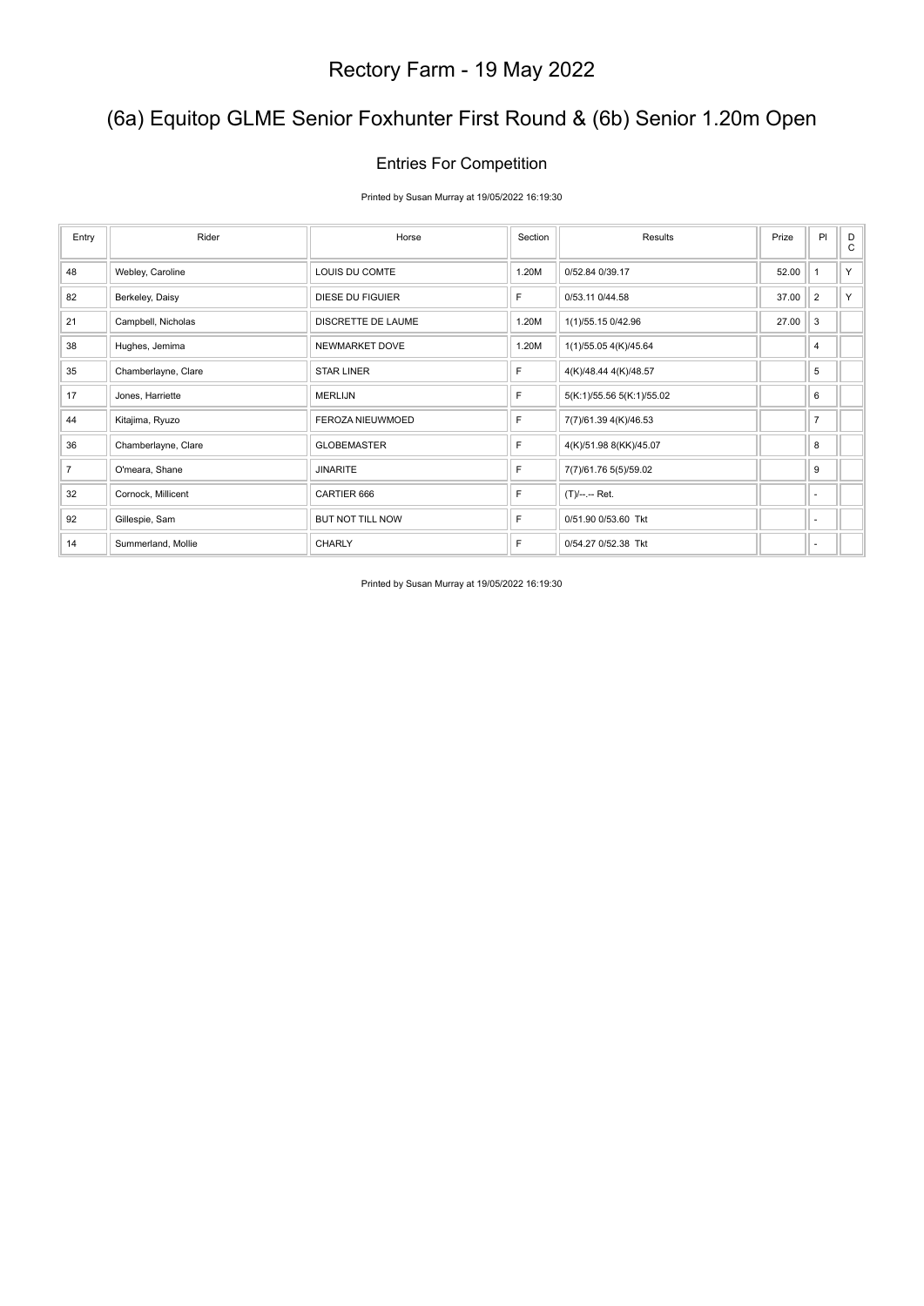# Rectory Farm - 19 May 2022

## (6a) Equitop GLME Senior Foxhunter First Round & (6b) Senior 1.20m Open

### Entries For Competition

Printed by Susan Murray at 19/05/2022 16:19:30

| Entry | Rider | Horse | Section | Results | Prize | Pl | DC |
|---|---|---|---|---|---|---|---|
| 48 | Webley, Caroline | LOUIS DU COMTE | 1.20M | 0/52.84 0/39.17 | 52.00 | 1 | Y |
| 82 | Berkeley, Daisy | DIESE DU FIGUIER | F | 0/53.11 0/44.58 | 37.00 | 2 | Y |
| 21 | Campbell, Nicholas | DISCRETTE DE LAUME | 1.20M | 1(1)/55.15 0/42.96 | 27.00 | 3 | |
| 38 | Hughes, Jemima | NEWMARKET DOVE | 1.20M | 1(1)/55.05 4(K)/45.64 | | 4 | |
| 35 | Chamberlayne, Clare | STAR LINER | F | 4(K)/48.44 4(K)/48.57 | | 5 | |
| 17 | Jones, Harriette | MERLIJN | F | 5(K:1)/55.56 5(K:1)/55.02 | | 6 | |
| 44 | Kitajima, Ryuzo | FEROZA NIEUWMOED | F | 7(7)/61.39 4(K)/46.53 | | 7 | |
| 36 | Chamberlayne, Clare | GLOBEMASTER | F | 4(K)/51.98 8(KK)/45.07 | | 8 | |
| 7 | O'meara, Shane | JINARITE | F | 7(7)/61.76 5(5)/59.02 | | 9 | |
| 32 | Cornock, Millicent | CARTIER 666 | F | (T)/--.-- Ret. | | - | |
| 92 | Gillespie, Sam | BUT NOT TILL NOW | F | 0/51.90 0/53.60 Tkt | | - | |
| 14 | Summerland, Mollie | CHARLY | F | 0/54.27 0/52.38 Tkt | | - | |

Printed by Susan Murray at 19/05/2022 16:19:30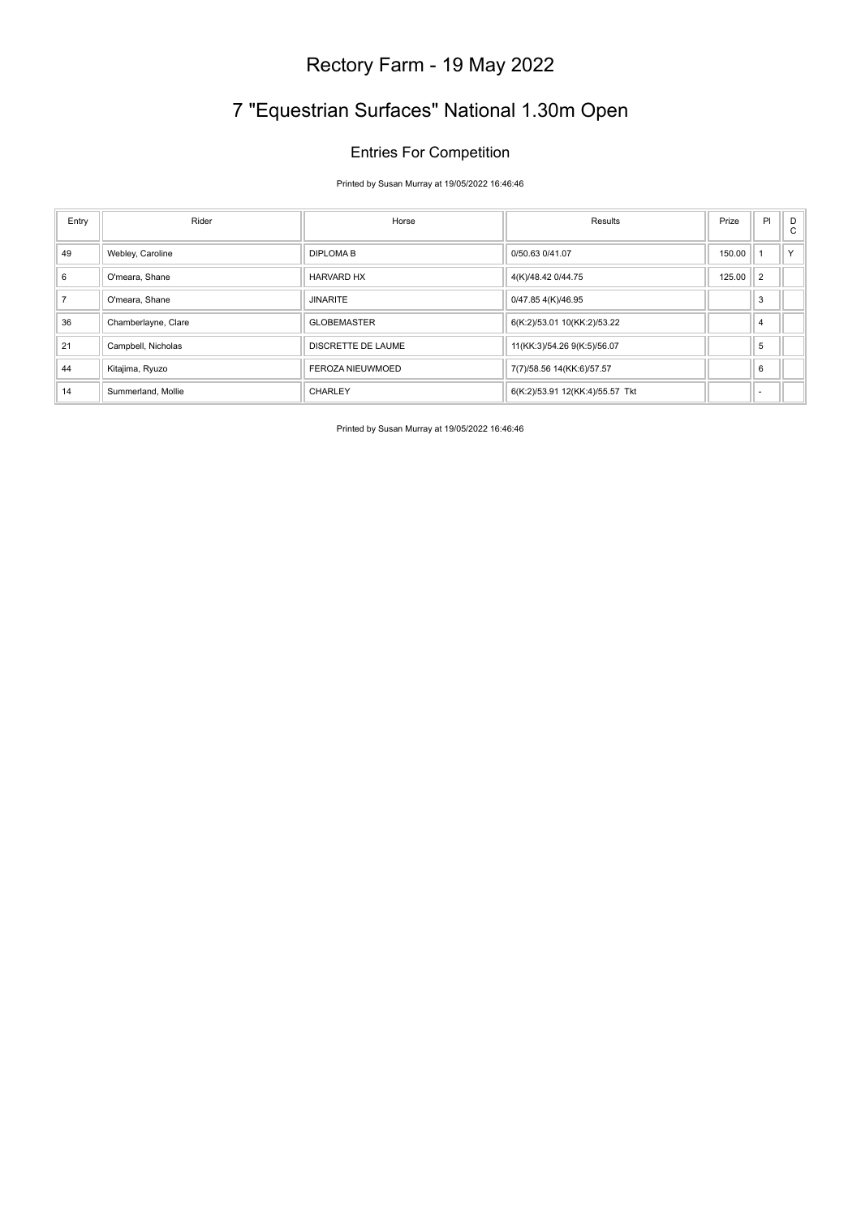# Rectory Farm - 19 May 2022

## 7 "Equestrian Surfaces" National 1.30m Open

### Entries For Competition

Printed by Susan Murray at 19/05/2022 16:46:46

| Entry | Rider | Horse | Results | Prize | Pl | DC |
|---|---|---|---|---|---|---|
| 49 | Webley, Caroline | DIPLOMA B | 0/50.63 0/41.07 | 150.00 | 1 | Y |
| 6 | O'meara, Shane | HARVARD HX | 4(K)/48.42 0/44.75 | 125.00 | 2 | |
| 7 | O'meara, Shane | JINARITE | 0/47.85 4(K)/46.95 | | 3 | |
| 36 | Chamberlayne, Clare | GLOBEMASTER | 6(K:2)/53.01 10(KK:2)/53.22 | | 4 | |
| 21 | Campbell, Nicholas | DISCRETTE DE LAUME | 11(KK:3)/54.26 9(K:5)/56.07 | | 5 | |
| 44 | Kitajima, Ryuzo | FEROZA NIEUWMOED | 7(7)/58.56 14(KK:6)/57.57 | | 6 | |
| 14 | Summerland, Mollie | CHARLEY | 6(K:2)/53.91 12(KK:4)/55.57 Tkt | | - | |

Printed by Susan Murray at 19/05/2022 16:46:46